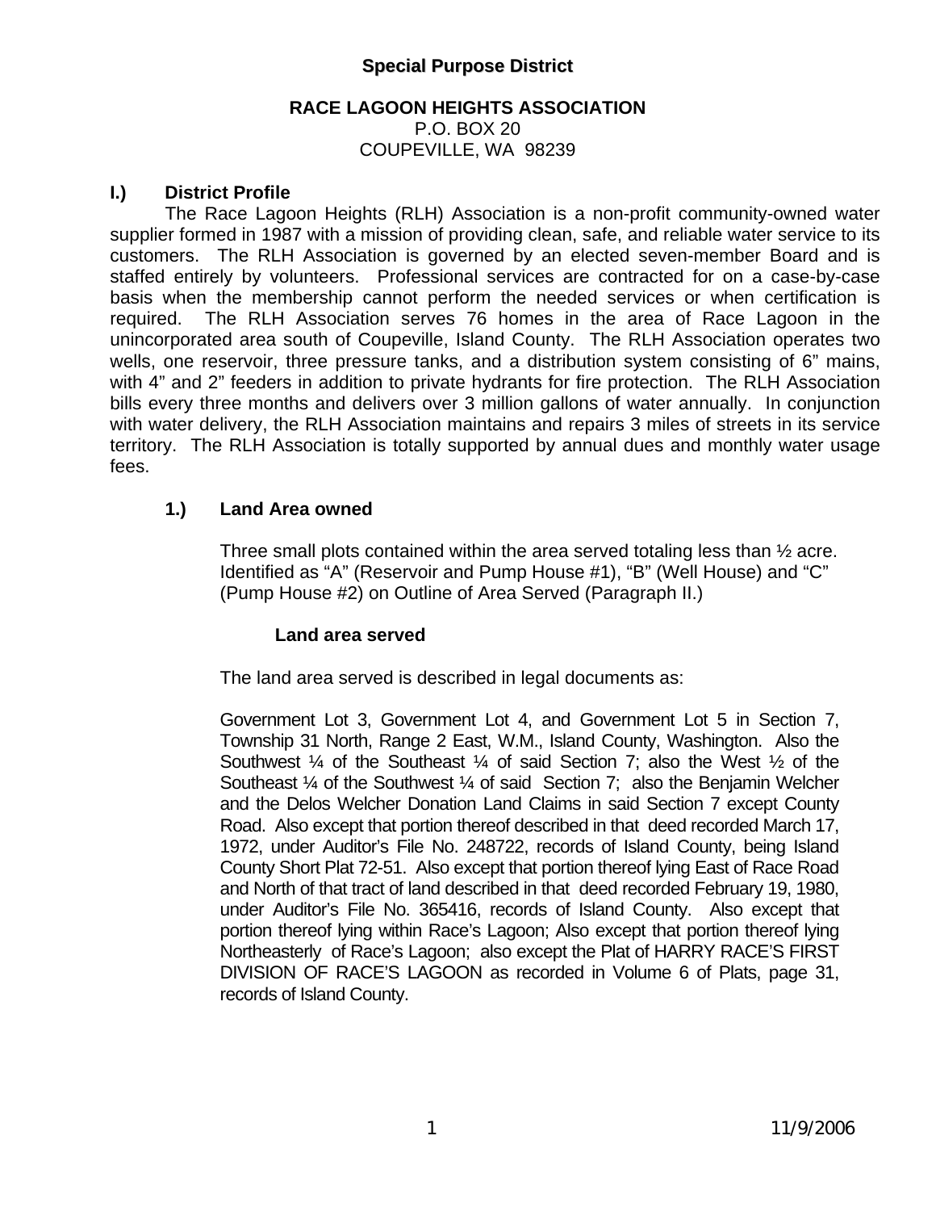## Special Purpose District

**RACE LAGOON HEIGHTS ASSOCIATION**
P.O. BOX 20
COUPEVILLE, WA 98239

### I.) District Profile

The Race Lagoon Heights (RLH) Association is a non-profit community-owned water supplier formed in 1987 with a mission of providing clean, safe, and reliable water service to its customers. The RLH Association is governed by an elected seven-member Board and is staffed entirely by volunteers. Professional services are contracted for on a case-by-case basis when the membership cannot perform the needed services or when certification is required. The RLH Association serves 76 homes in the area of Race Lagoon in the unincorporated area south of Coupeville, Island County. The RLH Association operates two wells, one reservoir, three pressure tanks, and a distribution system consisting of 6" mains, with 4" and 2" feeders in addition to private hydrants for fire protection. The RLH Association bills every three months and delivers over 3 million gallons of water annually. In conjunction with water delivery, the RLH Association maintains and repairs 3 miles of streets in its service territory. The RLH Association is totally supported by annual dues and monthly water usage fees.

#### 1.) Land Area owned

Three small plots contained within the area served totaling less than ½ acre. Identified as "A" (Reservoir and Pump House #1), "B" (Well House) and "C" (Pump House #2) on Outline of Area Served (Paragraph II.)

**Land area served**

The land area served is described in legal documents as:

Government Lot 3, Government Lot 4, and Government Lot 5 in Section 7, Township 31 North, Range 2 East, W.M., Island County, Washington. Also the Southwest ¼ of the Southeast ¼ of said Section 7; also the West ½ of the Southeast ¼ of the Southwest ¼ of said Section 7; also the Benjamin Welcher and the Delos Welcher Donation Land Claims in said Section 7 except County Road. Also except that portion thereof described in that deed recorded March 17, 1972, under Auditor's File No. 248722, records of Island County, being Island County Short Plat 72-51. Also except that portion thereof lying East of Race Road and North of that tract of land described in that deed recorded February 19, 1980, under Auditor's File No. 365416, records of Island County. Also except that portion thereof lying within Race's Lagoon; Also except that portion thereof lying Northeasterly of Race's Lagoon; also except the Plat of HARRY RACE'S FIRST DIVISION OF RACE'S LAGOON as recorded in Volume 6 of Plats, page 31, records of Island County.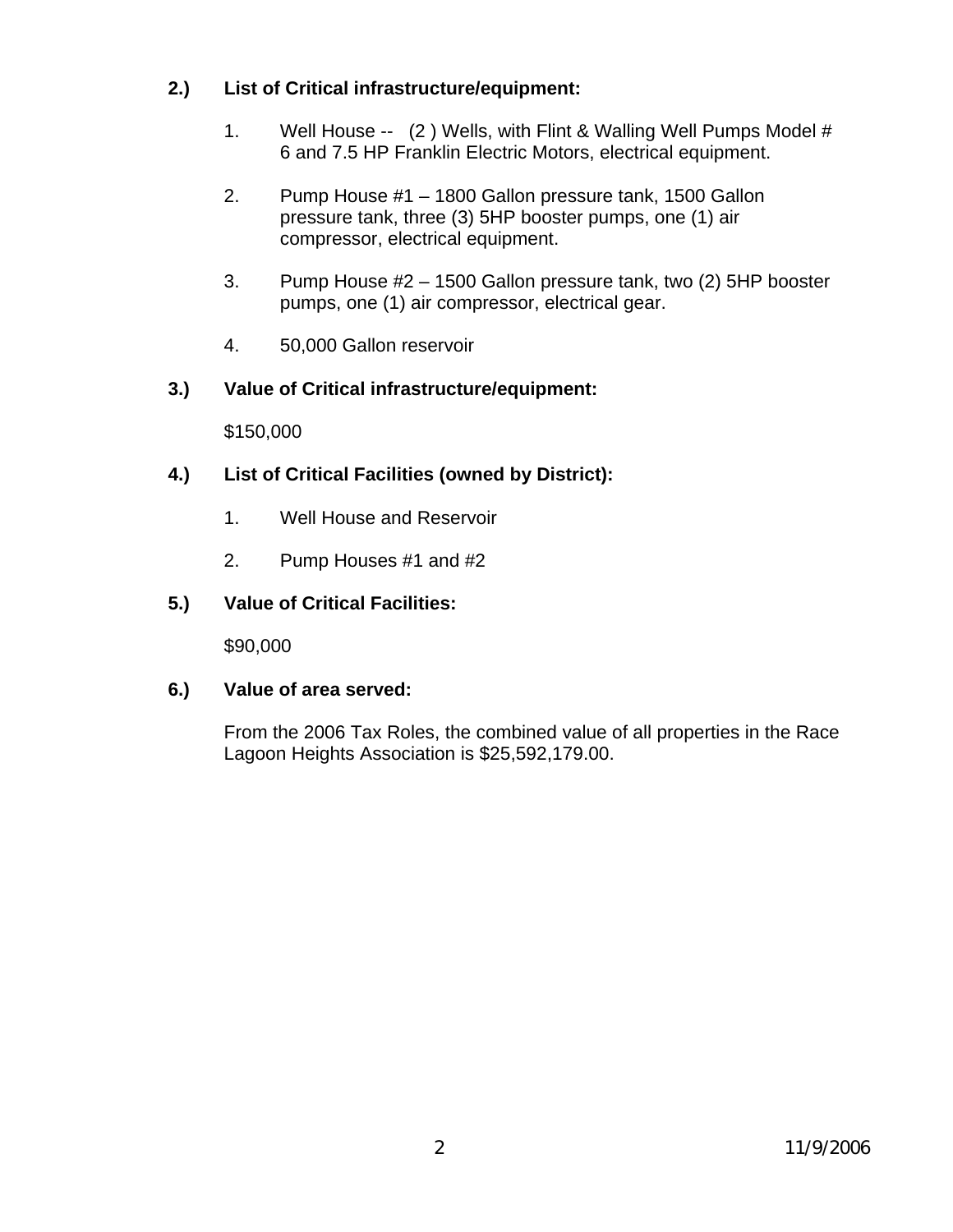**2.) List of Critical infrastructure/equipment:**

1. Well House -- (2 ) Wells, with Flint & Walling Well Pumps Model # 6 and 7.5 HP Franklin Electric Motors, electrical equipment.

2. Pump House #1 – 1800 Gallon pressure tank, 1500 Gallon pressure tank, three (3) 5HP booster pumps, one (1) air compressor, electrical equipment.

3. Pump House #2 – 1500 Gallon pressure tank, two (2) 5HP booster pumps, one (1) air compressor, electrical gear.

4. 50,000 Gallon reservoir

**3.) Value of Critical infrastructure/equipment:**

$150,000

**4.) List of Critical Facilities (owned by District):**

1. Well House and Reservoir

2. Pump Houses #1 and #2

**5.) Value of Critical Facilities:**

$90,000

**6.) Value of area served:**

From the 2006 Tax Roles, the combined value of all properties in the Race Lagoon Heights Association is $25,592,179.00.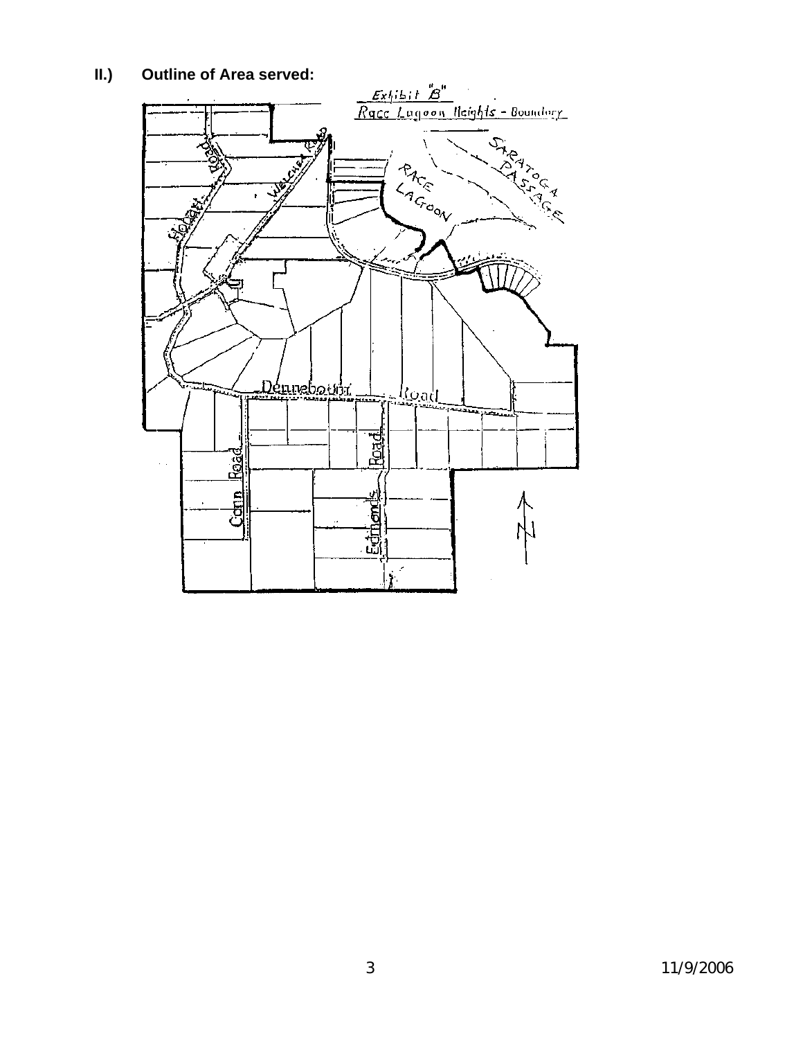## II.) Outline of Area served:

Exhibit "B"

Race Lagoon Heights - Boundary

SARATOGA PASSAGE

RACE LAGOON

Hobbit Road

Welcher Road

Dennebourg Road

Cann Road

Edmonds Road

N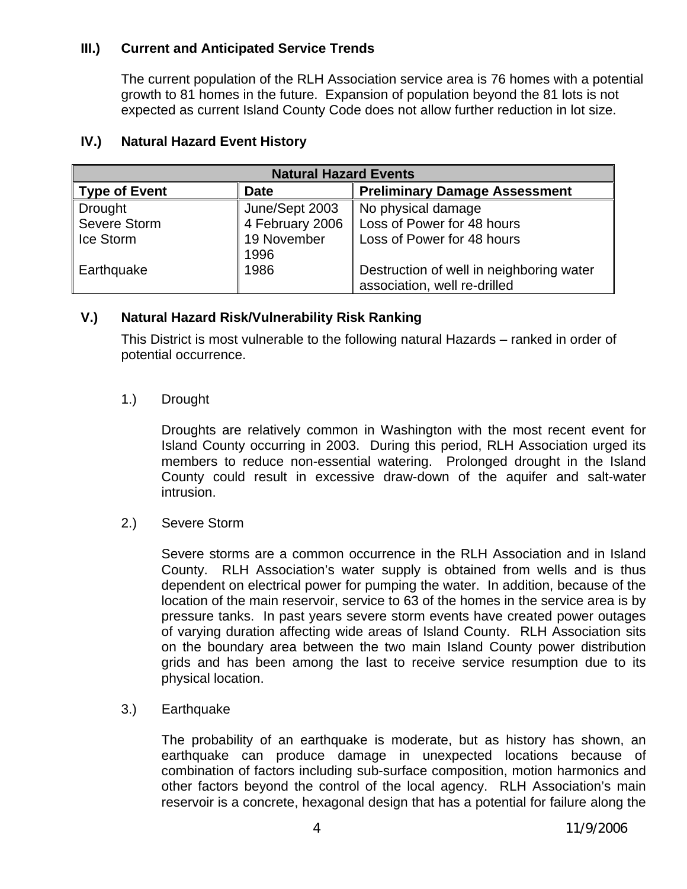### III.) Current and Anticipated Service Trends

The current population of the RLH Association service area is 76 homes with a potential growth to 81 homes in the future. Expansion of population beyond the 81 lots is not expected as current Island County Code does not allow further reduction in lot size.

### IV.) Natural Hazard Event History

| Natural Hazard Events | | |
|---|---|---|
| **Type of Event** | **Date** | **Preliminary Damage Assessment** |
| Drought | June/Sept 2003 | No physical damage |
| Severe Storm | 4 February 2006 | Loss of Power for 48 hours |
| Ice Storm | 19 November 1996 | Loss of Power for 48 hours |
| Earthquake | 1986 | Destruction of well in neighboring water association, well re-drilled |

### V.) Natural Hazard Risk/Vulnerability Risk Ranking

This District is most vulnerable to the following natural Hazards – ranked in order of potential occurrence.

1.) Drought

Droughts are relatively common in Washington with the most recent event for Island County occurring in 2003. During this period, RLH Association urged its members to reduce non-essential watering. Prolonged drought in the Island County could result in excessive draw-down of the aquifer and salt-water intrusion.

2.) Severe Storm

Severe storms are a common occurrence in the RLH Association and in Island County. RLH Association's water supply is obtained from wells and is thus dependent on electrical power for pumping the water. In addition, because of the location of the main reservoir, service to 63 of the homes in the service area is by pressure tanks. In past years severe storm events have created power outages of varying duration affecting wide areas of Island County. RLH Association sits on the boundary area between the two main Island County power distribution grids and has been among the last to receive service resumption due to its physical location.

3.) Earthquake

The probability of an earthquake is moderate, but as history has shown, an earthquake can produce damage in unexpected locations because of combination of factors including sub-surface composition, motion harmonics and other factors beyond the control of the local agency. RLH Association's main reservoir is a concrete, hexagonal design that has a potential for failure along the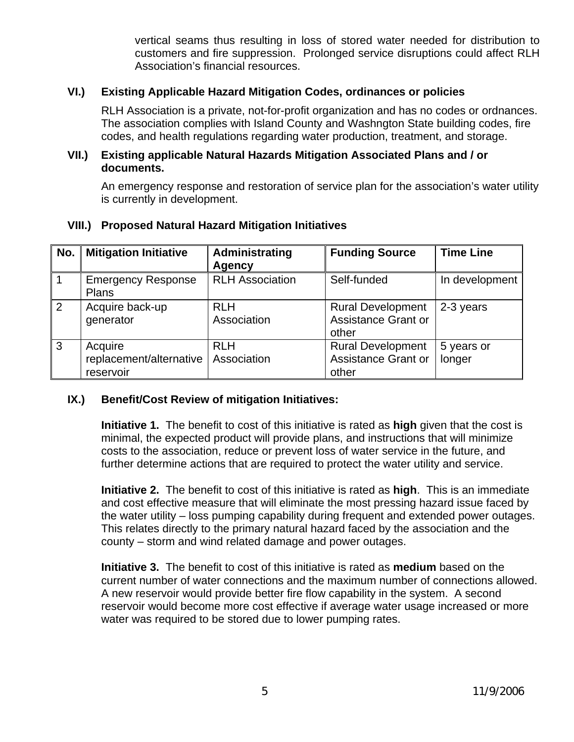vertical seams thus resulting in loss of stored water needed for distribution to customers and fire suppression. Prolonged service disruptions could affect RLH Association's financial resources.

### VI.) Existing Applicable Hazard Mitigation Codes, ordinances or policies

RLH Association is a private, not-for-profit organization and has no codes or ordnances. The association complies with Island County and Washngton State building codes, fire codes, and health regulations regarding water production, treatment, and storage.

### VII.) Existing applicable Natural Hazards Mitigation Associated Plans and / or documents.

An emergency response and restoration of service plan for the association's water utility is currently in development.

### VIII.) Proposed Natural Hazard Mitigation Initiatives

| No. | Mitigation Initiative | Administrating Agency | Funding Source | Time Line |
|---|---|---|---|---|
| 1 | Emergency Response Plans | RLH Association | Self-funded | In development |
| 2 | Acquire back-up generator | RLH Association | Rural Development Assistance Grant or other | 2-3 years |
| 3 | Acquire replacement/alternative reservoir | RLH Association | Rural Development Assistance Grant or other | 5 years or longer |

### IX.) Benefit/Cost Review of mitigation Initiatives:

**Initiative 1.** The benefit to cost of this initiative is rated as **high** given that the cost is minimal, the expected product will provide plans, and instructions that will minimize costs to the association, reduce or prevent loss of water service in the future, and further determine actions that are required to protect the water utility and service.

**Initiative 2.** The benefit to cost of this initiative is rated as **high**. This is an immediate and cost effective measure that will eliminate the most pressing hazard issue faced by the water utility – loss pumping capability during frequent and extended power outages. This relates directly to the primary natural hazard faced by the association and the county – storm and wind related damage and power outages.

**Initiative 3.** The benefit to cost of this initiative is rated as **medium** based on the current number of water connections and the maximum number of connections allowed. A new reservoir would provide better fire flow capability in the system. A second reservoir would become more cost effective if average water usage increased or more water was required to be stored due to lower pumping rates.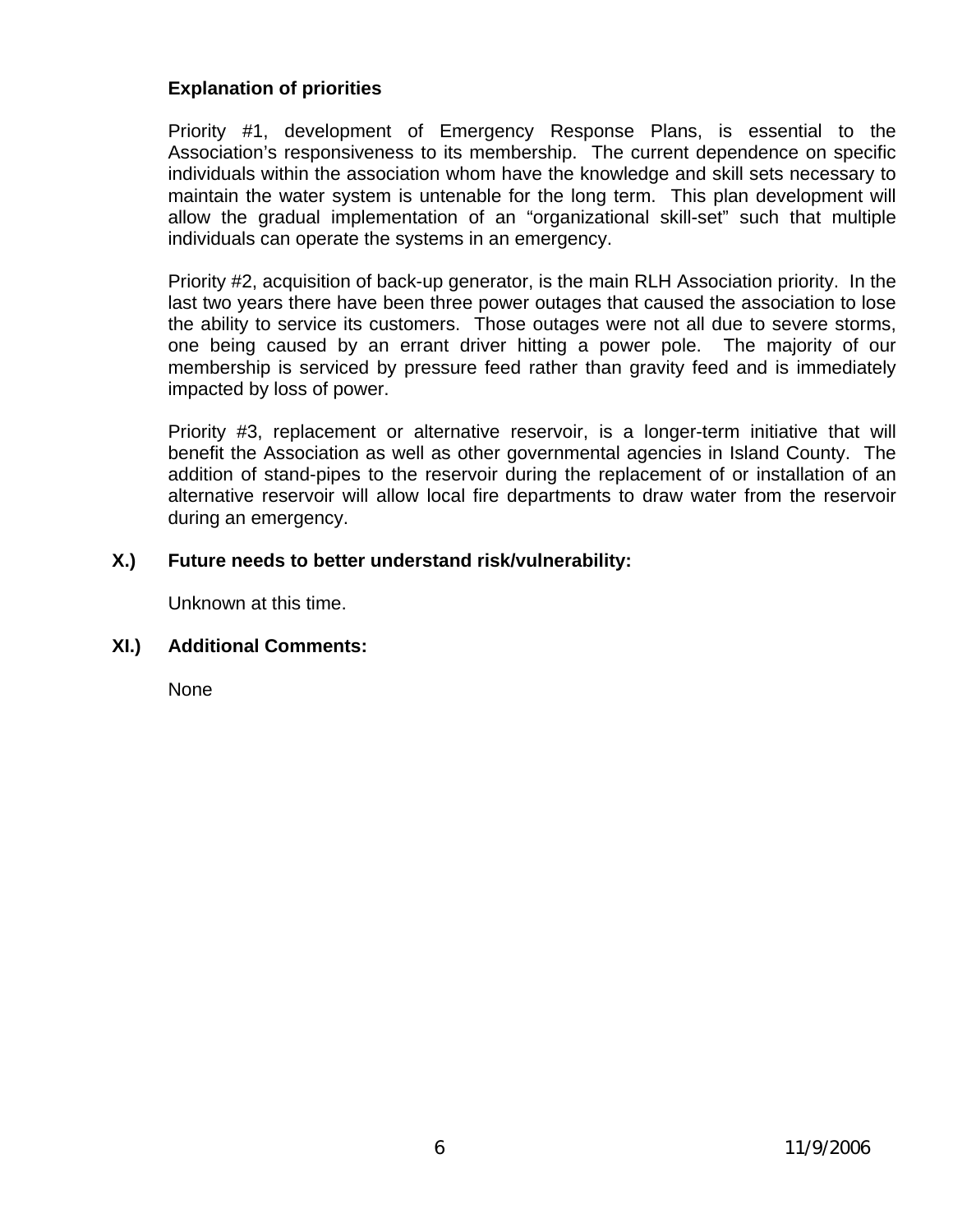**Explanation of priorities**

Priority #1, development of Emergency Response Plans, is essential to the Association's responsiveness to its membership. The current dependence on specific individuals within the association whom have the knowledge and skill sets necessary to maintain the water system is untenable for the long term. This plan development will allow the gradual implementation of an "organizational skill-set" such that multiple individuals can operate the systems in an emergency.

Priority #2, acquisition of back-up generator, is the main RLH Association priority. In the last two years there have been three power outages that caused the association to lose the ability to service its customers. Those outages were not all due to severe storms, one being caused by an errant driver hitting a power pole. The majority of our membership is serviced by pressure feed rather than gravity feed and is immediately impacted by loss of power.

Priority #3, replacement or alternative reservoir, is a longer-term initiative that will benefit the Association as well as other governmental agencies in Island County. The addition of stand-pipes to the reservoir during the replacement of or installation of an alternative reservoir will allow local fire departments to draw water from the reservoir during an emergency.

## X.) Future needs to better understand risk/vulnerability:

Unknown at this time.

## XI.) Additional Comments:

None